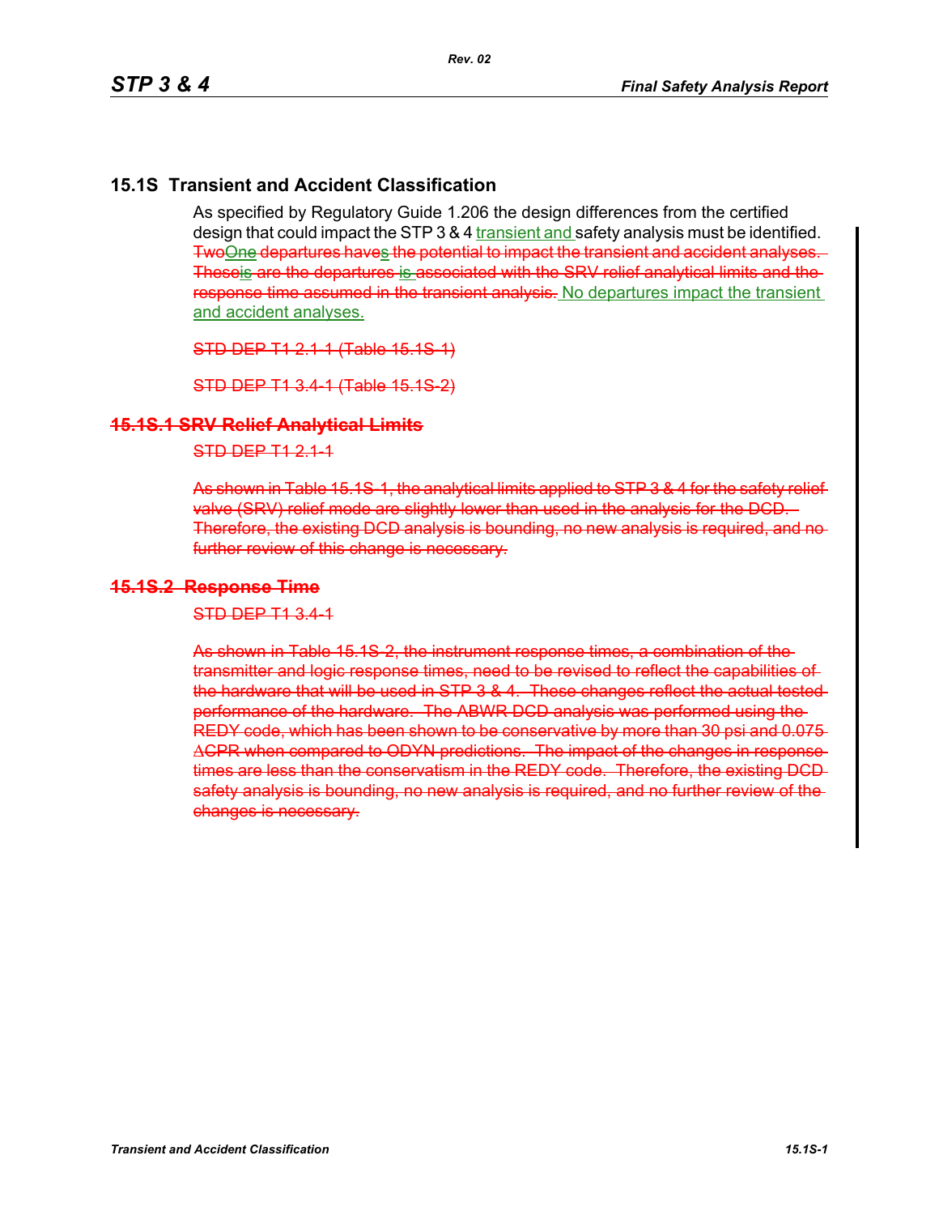## 15.1S Transient and Accident Classification

As specified by Regulatory Guide 1.206 the design differences from the certified design that could impact the STP 3 & 4 transient and safety analysis must be identified. ~~Two~~One ~~departures have~~s ~~the potential to impact the transient and accident analyses. These~~is ~~are the departures~~ is ~~associated with the SRV relief analytical limits and the response time assumed in the transient analysis.~~ No departures impact the transient and accident analyses.

~~STD DEP T1 2.1-1 (Table 15.1S-1)~~

~~STD DEP T1 3.4-1 (Table 15.1S-2)~~

### ~~15.1S.1 SRV Relief Analytical Limits~~

~~STD DEP T1 2.1-1~~

~~As shown in Table 15.1S-1, the analytical limits applied to STP 3 & 4 for the safety relief valve (SRV) relief mode are slightly lower than used in the analysis for the DCD. Therefore, the existing DCD analysis is bounding, no new analysis is required, and no further review of this change is necessary.~~

### ~~15.1S.2 Response Time~~

~~STD DEP T1 3.4-1~~

~~As shown in Table 15.1S-2, the instrument response times, a combination of the transmitter and logic response times, need to be revised to reflect the capabilities of the hardware that will be used in STP 3 & 4. These changes reflect the actual tested performance of the hardware. The ABWR DCD analysis was performed using the REDY code, which has been shown to be conservative by more than 30 psi and 0.075 $\Delta$CPR when compared to ODYN predictions. The impact of the changes in response times are less than the conservatism in the REDY code. Therefore, the existing DCD safety analysis is bounding, no new analysis is required, and no further review of the changes is necessary.~~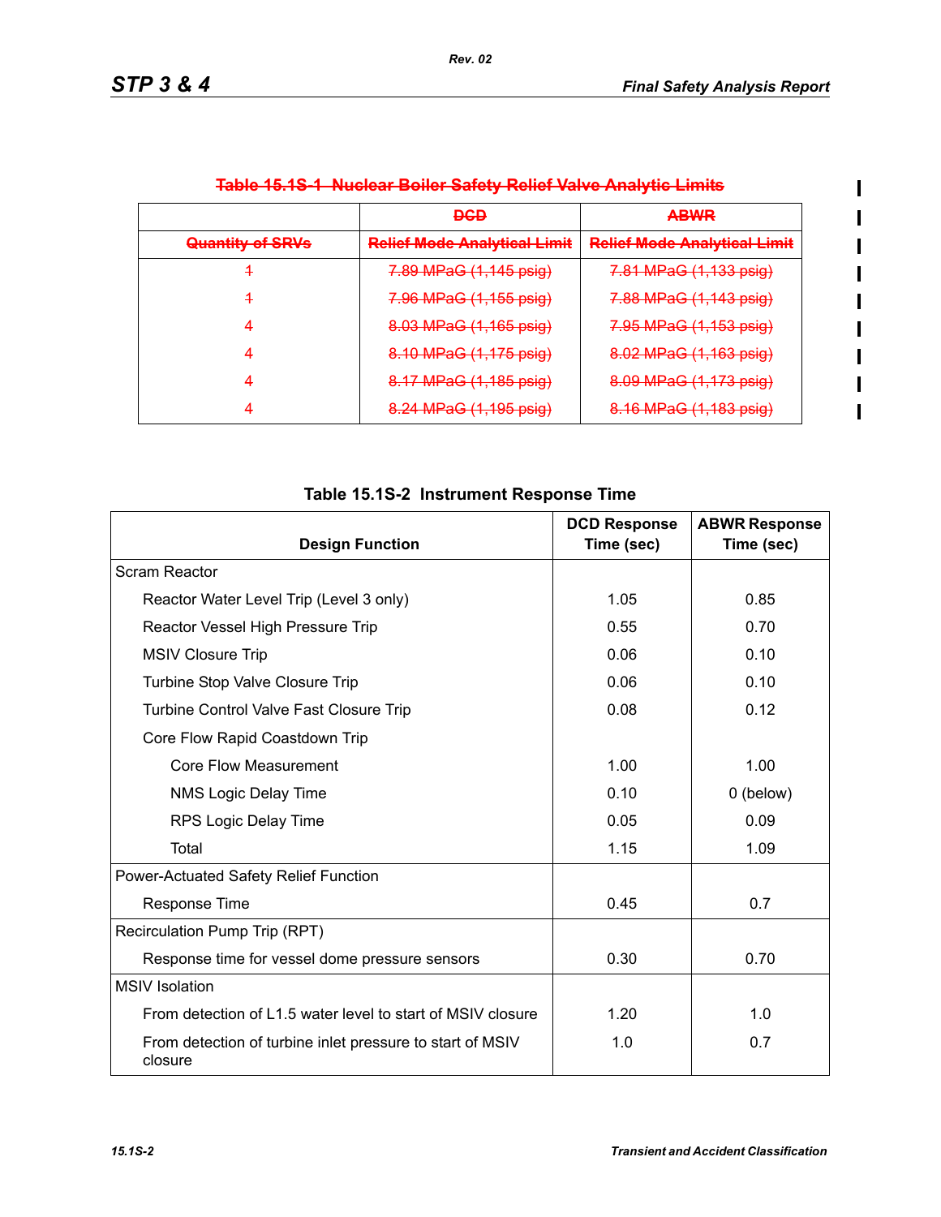~~Table 15.1S-1 Nuclear Boiler Safety Relief Valve Analytic Limits~~

| | ~~DCD~~ | ~~ABWR~~ |
|---|---|---|
| ~~Quantity of SRVs~~ | ~~Relief Mode Analytical Limit~~ | ~~Relief Mode Analytical Limit~~ |
| ~~1~~ | ~~7.89 MPaG (1,145 psig)~~ | ~~7.81 MPaG (1,133 psig)~~ |
| ~~1~~ | ~~7.96 MPaG (1,155 psig)~~ | ~~7.88 MPaG (1,143 psig)~~ |
| ~~4~~ | ~~8.03 MPaG (1,165 psig)~~ | ~~7.95 MPaG (1,153 psig)~~ |
| ~~4~~ | ~~8.10 MPaG (1,175 psig)~~ | ~~8.02 MPaG (1,163 psig)~~ |
| ~~4~~ | ~~8.17 MPaG (1,185 psig)~~ | ~~8.09 MPaG (1,173 psig)~~ |
| ~~4~~ | ~~8.24 MPaG (1,195 psig)~~ | ~~8.16 MPaG (1,183 psig)~~ |

**Table 15.1S-2 Instrument Response Time**

| Design Function | DCD Response Time (sec) | ABWR Response Time (sec) |
|---|---|---|
| Scram Reactor | | |
| Reactor Water Level Trip (Level 3 only) | 1.05 | 0.85 |
| Reactor Vessel High Pressure Trip | 0.55 | 0.70 |
| MSIV Closure Trip | 0.06 | 0.10 |
| Turbine Stop Valve Closure Trip | 0.06 | 0.10 |
| Turbine Control Valve Fast Closure Trip | 0.08 | 0.12 |
| Core Flow Rapid Coastdown Trip | | |
| Core Flow Measurement | 1.00 | 1.00 |
| NMS Logic Delay Time | 0.10 | 0 (below) |
| RPS Logic Delay Time | 0.05 | 0.09 |
| Total | 1.15 | 1.09 |
| Power-Actuated Safety Relief Function | | |
| Response Time | 0.45 | 0.7 |
| Recirculation Pump Trip (RPT) | | |
| Response time for vessel dome pressure sensors | 0.30 | 0.70 |
| MSIV Isolation | | |
| From detection of L1.5 water level to start of MSIV closure | 1.20 | 1.0 |
| From detection of turbine inlet pressure to start of MSIV closure | 1.0 | 0.7 |